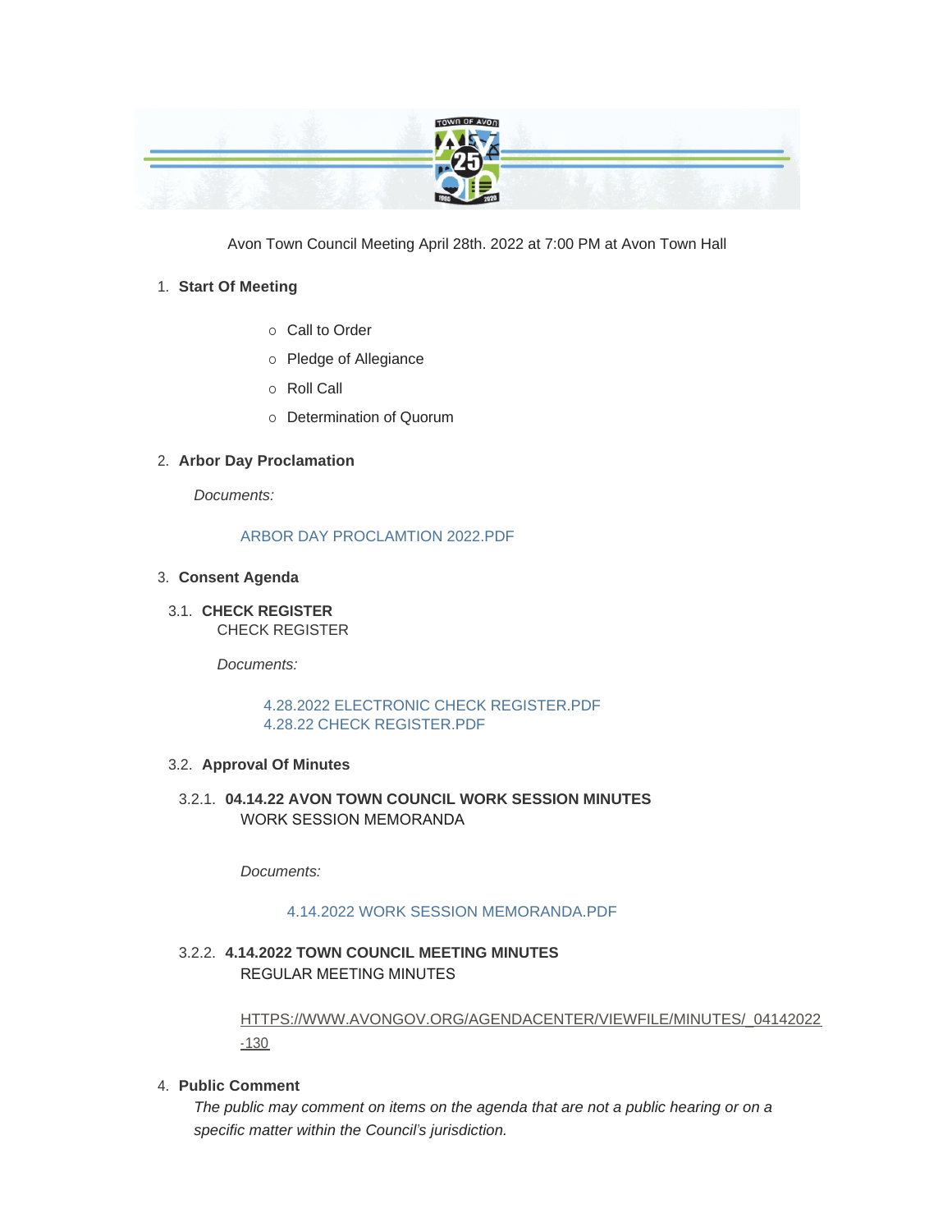Avon Town Council Meeting April 28th. 2022 at 7:00 PM at Avon Town Hall

1. **Start Of Meeting**
   - Call to Order
   - Pledge of Allegiance
   - Roll Call
   - Determination of Quorum

2. **Arbor Day Proclamation**

   *Documents:*

   ARBOR DAY PROCLAMTION 2022.PDF

3. **Consent Agenda**

3.1. **CHECK REGISTER**
CHECK REGISTER

*Documents:*

4.28.2022 ELECTRONIC CHECK REGISTER.PDF
4.28.22 CHECK REGISTER.PDF

3.2. **Approval Of Minutes**

3.2.1. **04.14.22 AVON TOWN COUNCIL WORK SESSION MINUTES**
WORK SESSION MEMORANDA

*Documents:*

4.14.2022 WORK SESSION MEMORANDA.PDF

3.2.2. **4.14.2022 TOWN COUNCIL MEETING MINUTES**
REGULAR MEETING MINUTES

HTTPS://WWW.AVONGOV.ORG/AGENDACENTER/VIEWFILE/MINUTES/_04142022-130

4. **Public Comment**

   *The public may comment on items on the agenda that are not a public hearing or on a specific matter within the Council's jurisdiction.*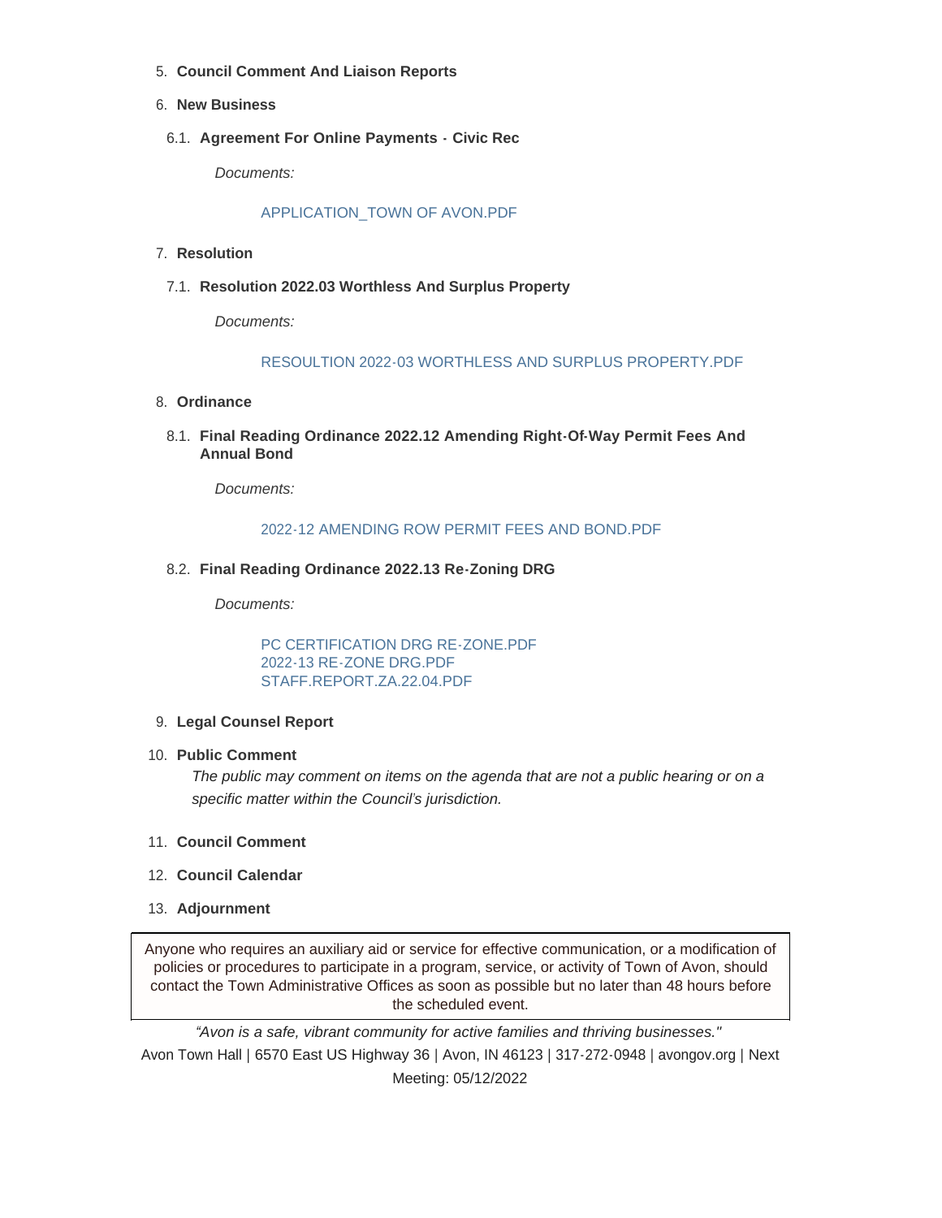5. **Council Comment And Liaison Reports**

6. **New Business**

   6.1. **Agreement For Online Payments - Civic Rec**

   *Documents:*

   APPLICATION_TOWN OF AVON.PDF

7. **Resolution**

   7.1. **Resolution 2022.03 Worthless And Surplus Property**

   *Documents:*

   RESOULTION 2022-03 WORTHLESS AND SURPLUS PROPERTY.PDF

8. **Ordinance**

   8.1. **Final Reading Ordinance 2022.12 Amending Right-Of-Way Permit Fees And Annual Bond**

   *Documents:*

   2022-12 AMENDING ROW PERMIT FEES AND BOND.PDF

   8.2. **Final Reading Ordinance 2022.13 Re-Zoning DRG**

   *Documents:*

   PC CERTIFICATION DRG RE-ZONE.PDF
   2022-13 RE-ZONE DRG.PDF
   STAFF.REPORT.ZA.22.04.PDF

9. **Legal Counsel Report**

10. **Public Comment**

    *The public may comment on items on the agenda that are not a public hearing or on a specific matter within the Council's jurisdiction.*

11. **Council Comment**

12. **Council Calendar**

13. **Adjournment**

Anyone who requires an auxiliary aid or service for effective communication, or a modification of policies or procedures to participate in a program, service, or activity of Town of Avon, should contact the Town Administrative Offices as soon as possible but no later than 48 hours before the scheduled event.

*"Avon is a safe, vibrant community for active families and thriving businesses."*

Avon Town Hall | 6570 East US Highway 36 | Avon, IN 46123 | 317-272-0948 | avongov.org | Next Meeting: 05/12/2022